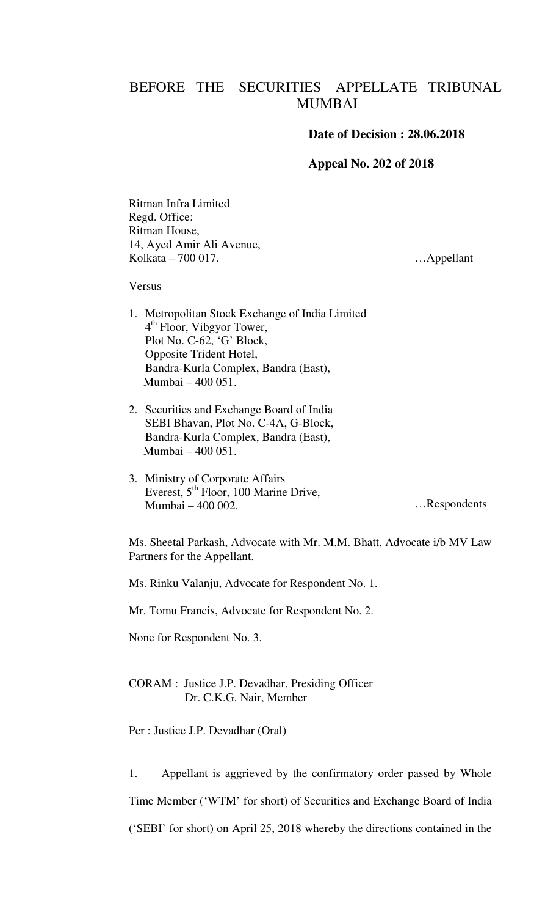# BEFORE THE SECURITIES APPELLATE TRIBUNAL MUMBAI

**Date of Decision : 28.06.2018**

**Appeal No. 202 of 2018**

Ritman Infra Limited
Regd. Office:
Ritman House,
14, Ayed Amir Ali Avenue,
Kolkata – 700 017. …Appellant

Versus

1. Metropolitan Stock Exchange of India Limited
   4th Floor, Vibgyor Tower,
   Plot No. C-62, 'G' Block,
   Opposite Trident Hotel,
   Bandra-Kurla Complex, Bandra (East),
   Mumbai – 400 051.

2. Securities and Exchange Board of India
   SEBI Bhavan, Plot No. C-4A, G-Block,
   Bandra-Kurla Complex, Bandra (East),
   Mumbai – 400 051.

3. Ministry of Corporate Affairs
   Everest, 5th Floor, 100 Marine Drive,
   Mumbai – 400 002. …Respondents

Ms. Sheetal Parkash, Advocate with Mr. M.M. Bhatt, Advocate i/b MV Law Partners for the Appellant.

Ms. Rinku Valanju, Advocate for Respondent No. 1.

Mr. Tomu Francis, Advocate for Respondent No. 2.

None for Respondent No. 3.

CORAM : Justice J.P. Devadhar, Presiding Officer
Dr. C.K.G. Nair, Member

Per : Justice J.P. Devadhar (Oral)

1. Appellant is aggrieved by the confirmatory order passed by Whole Time Member ('WTM' for short) of Securities and Exchange Board of India ('SEBI' for short) on April 25, 2018 whereby the directions contained in the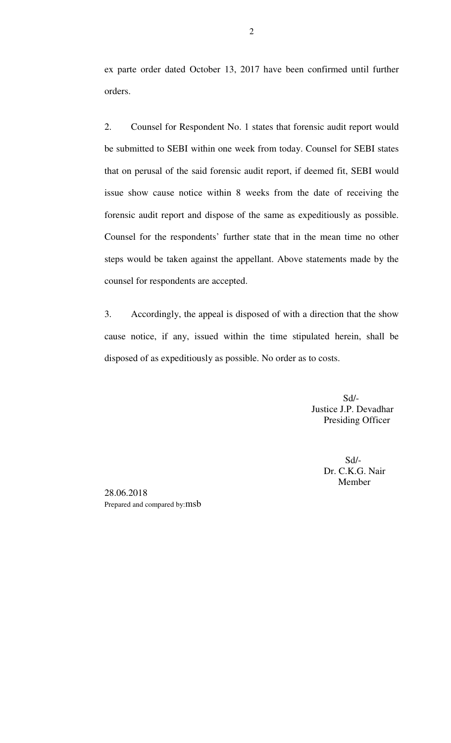ex parte order dated October 13, 2017 have been confirmed until further orders.

2. Counsel for Respondent No. 1 states that forensic audit report would be submitted to SEBI within one week from today. Counsel for SEBI states that on perusal of the said forensic audit report, if deemed fit, SEBI would issue show cause notice within 8 weeks from the date of receiving the forensic audit report and dispose of the same as expeditiously as possible. Counsel for the respondents' further state that in the mean time no other steps would be taken against the appellant. Above statements made by the counsel for respondents are accepted.

3. Accordingly, the appeal is disposed of with a direction that the show cause notice, if any, issued within the time stipulated herein, shall be disposed of as expeditiously as possible. No order as to costs.

Sd/-
Justice J.P. Devadhar
Presiding Officer

Sd/-
Dr. C.K.G. Nair
Member

28.06.2018
Prepared and compared by:msb